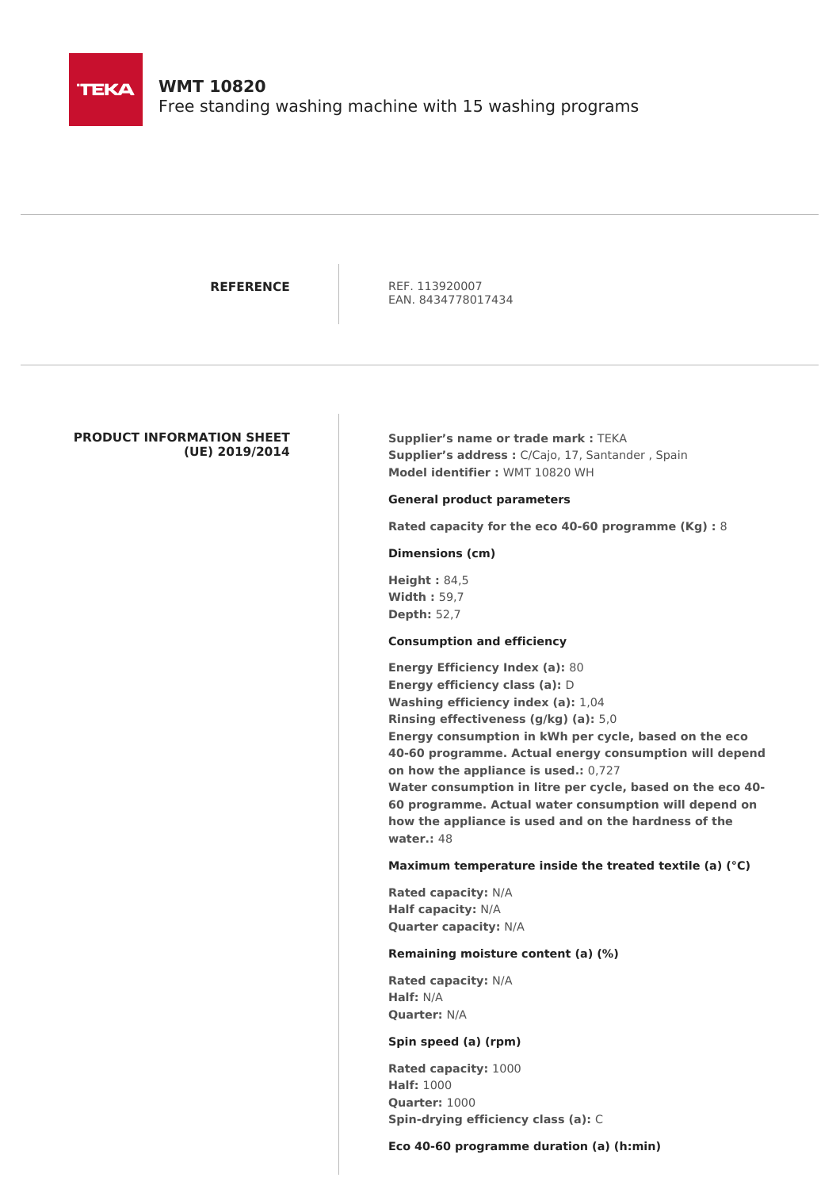TEKA

# WMT 10820

Free standing washing machine with 15 washing programs

---

**REFERENCE**

REF. 113920007
EAN. 8434778017434

---

**PRODUCT INFORMATION SHEET (UE) 2019/2014**

**Supplier's name or trade mark :** TEKA
**Supplier's address :** C/Cajo, 17, Santander , Spain
**Model identifier :** WMT 10820 WH

**General product parameters**

**Rated capacity for the eco 40-60 programme (Kg) :** 8

**Dimensions (cm)**

**Height :** 84,5
**Width :** 59,7
**Depth:** 52,7

**Consumption and efficiency**

**Energy Efficiency Index (a):** 80
**Energy efficiency class (a):** D
**Washing efficiency index (a):** 1,04
**Rinsing effectiveness (g/kg) (a):** 5,0
**Energy consumption in kWh per cycle, based on the eco 40-60 programme. Actual energy consumption will depend on how the appliance is used.:** 0,727
**Water consumption in litre per cycle, based on the eco 40-60 programme. Actual water consumption will depend on how the appliance is used and on the hardness of the water.:** 48

**Maximum temperature inside the treated textile (a) (°C)**

**Rated capacity:** N/A
**Half capacity:** N/A
**Quarter capacity:** N/A

**Remaining moisture content (a) (%)**

**Rated capacity:** N/A
**Half:** N/A
**Quarter:** N/A

**Spin speed (a) (rpm)**

**Rated capacity:** 1000
**Half:** 1000
**Quarter:** 1000
**Spin-drying efficiency class (a):** C

**Eco 40-60 programme duration (a) (h:min)**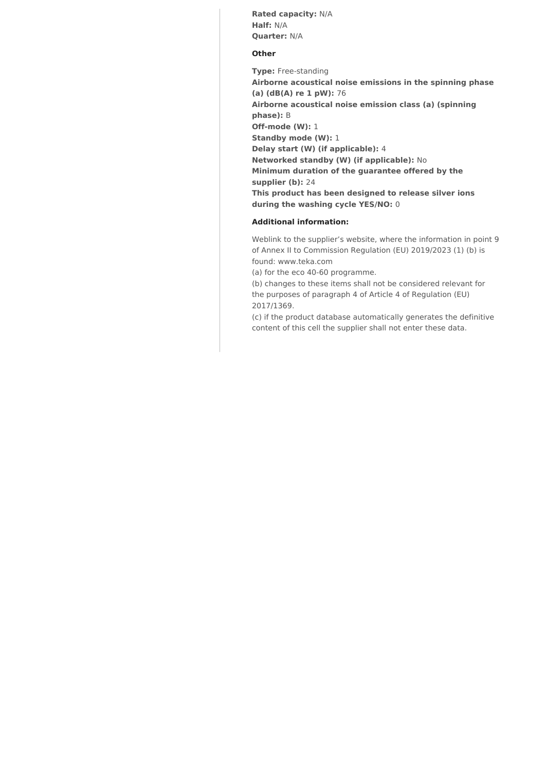**Rated capacity:** N/A
**Half:** N/A
**Quarter:** N/A

### Other

**Type:** Free-standing
**Airborne acoustical noise emissions in the spinning phase (a) (dB(A) re 1 pW):** 76
**Airborne acoustical noise emission class (a) (spinning phase):** B
**Off-mode (W):** 1
**Standby mode (W):** 1
**Delay start (W) (if applicable):** 4
**Networked standby (W) (if applicable):** No
**Minimum duration of the guarantee offered by the supplier (b):** 24
**This product has been designed to release silver ions during the washing cycle YES/NO:** 0

### Additional information:

Weblink to the supplier's website, where the information in point 9 of Annex II to Commission Regulation (EU) 2019/2023 (1) (b) is found: www.teka.com
(a) for the eco 40-60 programme.
(b) changes to these items shall not be considered relevant for the purposes of paragraph 4 of Article 4 of Regulation (EU) 2017/1369.
(c) if the product database automatically generates the definitive content of this cell the supplier shall not enter these data.